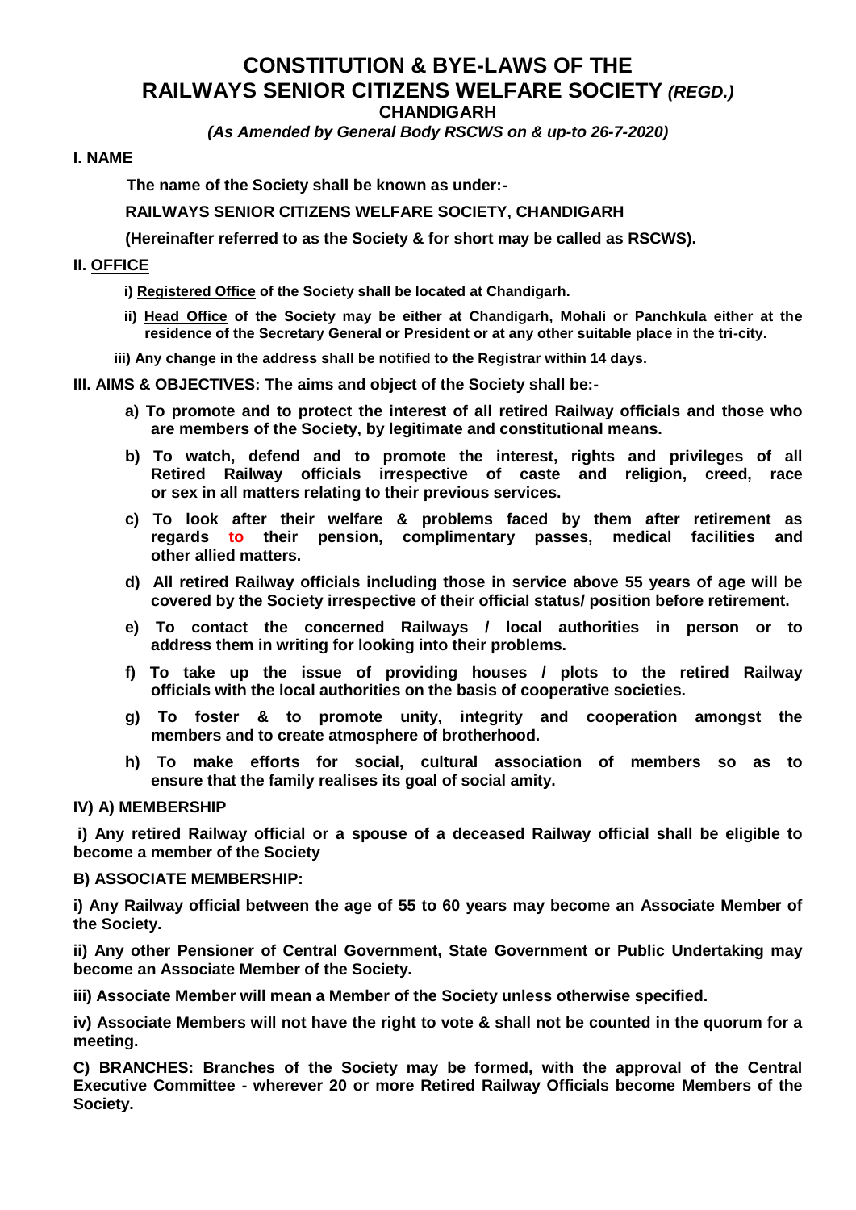# CONSTITUTION & BYE-LAWS OF THE RAILWAYS SENIOR CITIZENS WELFARE SOCIETY *(REGD.)*

## CHANDIGARH

***(As Amended by General Body RSCWS on & up-to 26-7-2020)***

### I. NAME

**The name of the Society shall be known as under:-**

**RAILWAYS SENIOR CITIZENS WELFARE SOCIETY, CHANDIGARH**

**(Hereinafter referred to as the Society & for short may be called as RSCWS).**

### II. OFFICE

**i) Registered Office of the Society shall be located at Chandigarh.**

**ii) Head Office of the Society may be either at Chandigarh, Mohali or Panchkula either at the residence of the Secretary General or President or at any other suitable place in the tri-city.**

**iii) Any change in the address shall be notified to the Registrar within 14 days.**

### III. AIMS & OBJECTIVES: The aims and object of the Society shall be:-

**a) To promote and to protect the interest of all retired Railway officials and those who are members of the Society, by legitimate and constitutional means.**

**b) To watch, defend and to promote the interest, rights and privileges of all Retired Railway officials irrespective of caste and religion, creed, race or sex in all matters relating to their previous services.**

**c) To look after their welfare & problems faced by them after retirement as regards to their pension, complimentary passes, medical facilities and other allied matters.**

**d) All retired Railway officials including those in service above 55 years of age will be covered by the Society irrespective of their official status/ position before retirement.**

**e) To contact the concerned Railways / local authorities in person or to address them in writing for looking into their problems.**

**f) To take up the issue of providing houses / plots to the retired Railway officials with the local authorities on the basis of cooperative societies.**

**g) To foster & to promote unity, integrity and cooperation amongst the members and to create atmosphere of brotherhood.**

**h) To make efforts for social, cultural association of members so as to ensure that the family realises its goal of social amity.**

### IV) A) MEMBERSHIP

**i) Any retired Railway official or a spouse of a deceased Railway official shall be eligible to become a member of the Society**

**B) ASSOCIATE MEMBERSHIP:**

**i) Any Railway official between the age of 55 to 60 years may become an Associate Member of the Society.**

**ii) Any other Pensioner of Central Government, State Government or Public Undertaking may become an Associate Member of the Society.**

**iii) Associate Member will mean a Member of the Society unless otherwise specified.**

**iv) Associate Members will not have the right to vote & shall not be counted in the quorum for a meeting.**

**C) BRANCHES: Branches of the Society may be formed, with the approval of the Central Executive Committee - wherever 20 or more Retired Railway Officials become Members of the Society.**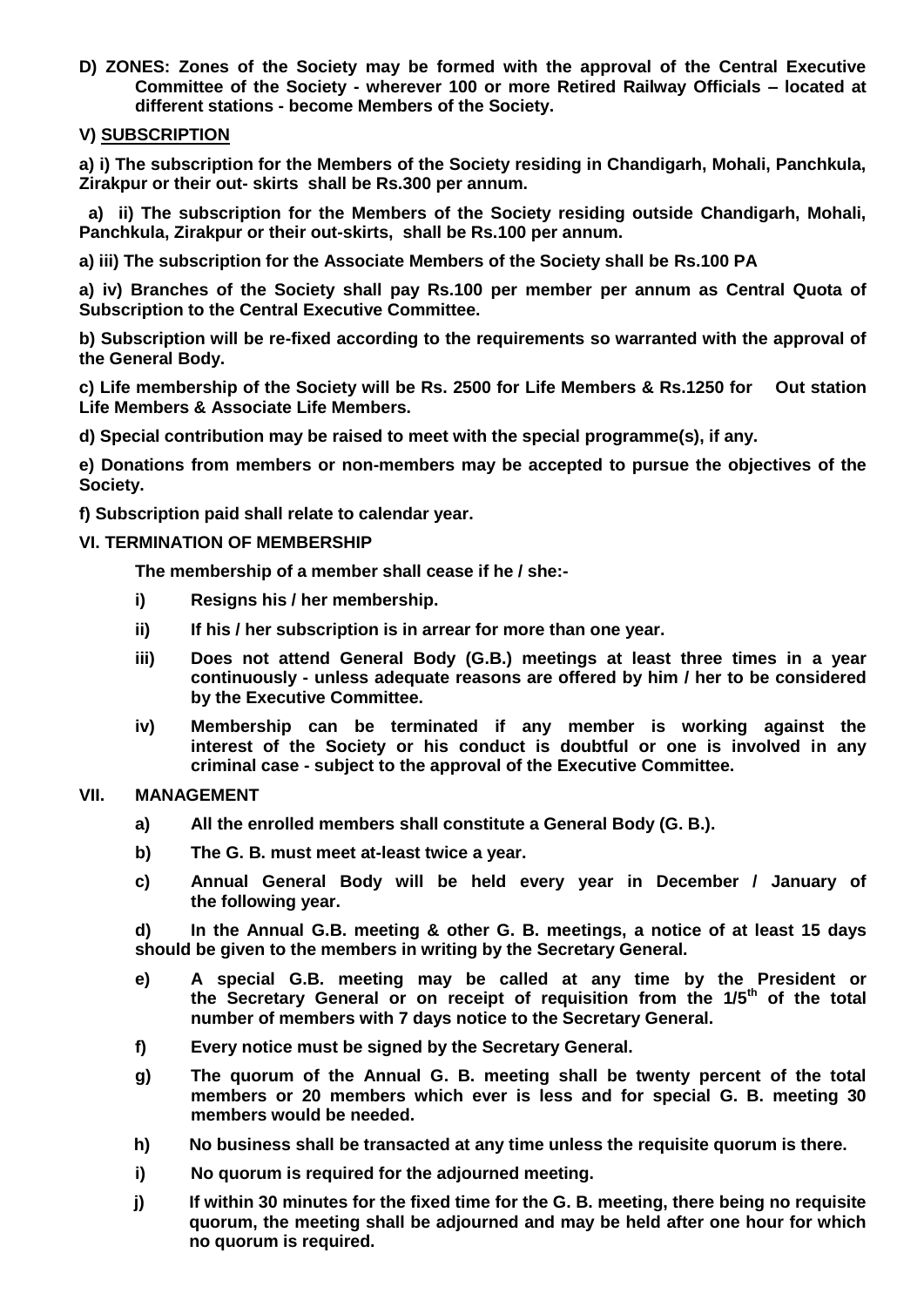**D) ZONES: Zones of the Society may be formed with the approval of the Central Executive Committee of the Society - wherever 100 or more Retired Railway Officials – located at different stations - become Members of the Society.**

**V) SUBSCRIPTION**

**a) i) The subscription for the Members of the Society residing in Chandigarh, Mohali, Panchkula, Zirakpur or their out- skirts shall be Rs.300 per annum.**

**a) ii) The subscription for the Members of the Society residing outside Chandigarh, Mohali, Panchkula, Zirakpur or their out-skirts, shall be Rs.100 per annum.**

**a) iii) The subscription for the Associate Members of the Society shall be Rs.100 PA**

**a) iv) Branches of the Society shall pay Rs.100 per member per annum as Central Quota of Subscription to the Central Executive Committee.**

**b) Subscription will be re-fixed according to the requirements so warranted with the approval of the General Body.**

**c) Life membership of the Society will be Rs. 2500 for Life Members & Rs.1250 for Out station Life Members & Associate Life Members.**

**d) Special contribution may be raised to meet with the special programme(s), if any.**

**e) Donations from members or non-members may be accepted to pursue the objectives of the Society.**

**f) Subscription paid shall relate to calendar year.**

**VI. TERMINATION OF MEMBERSHIP**

**The membership of a member shall cease if he / she:-**

- **i) Resigns his / her membership.**
- **ii) If his / her subscription is in arrear for more than one year.**
- **iii) Does not attend General Body (G.B.) meetings at least three times in a year continuously - unless adequate reasons are offered by him / her to be considered by the Executive Committee.**
- **iv) Membership can be terminated if any member is working against the interest of the Society or his conduct is doubtful or one is involved in any criminal case - subject to the approval of the Executive Committee.**

**VII. MANAGEMENT**

- **a) All the enrolled members shall constitute a General Body (G. B.).**
- **b) The G. B. must meet at-least twice a year.**
- **c) Annual General Body will be held every year in December / January of the following year.**
- **d) In the Annual G.B. meeting & other G. B. meetings, a notice of at least 15 days should be given to the members in writing by the Secretary General.**
- **e) A special G.B. meeting may be called at any time by the President or the Secretary General or on receipt of requisition from the 1/5th of the total number of members with 7 days notice to the Secretary General.**
- **f) Every notice must be signed by the Secretary General.**
- **g) The quorum of the Annual G. B. meeting shall be twenty percent of the total members or 20 members which ever is less and for special G. B. meeting 30 members would be needed.**
- **h) No business shall be transacted at any time unless the requisite quorum is there.**
- **i) No quorum is required for the adjourned meeting.**
- **j) If within 30 minutes for the fixed time for the G. B. meeting, there being no requisite quorum, the meeting shall be adjourned and may be held after one hour for which no quorum is required.**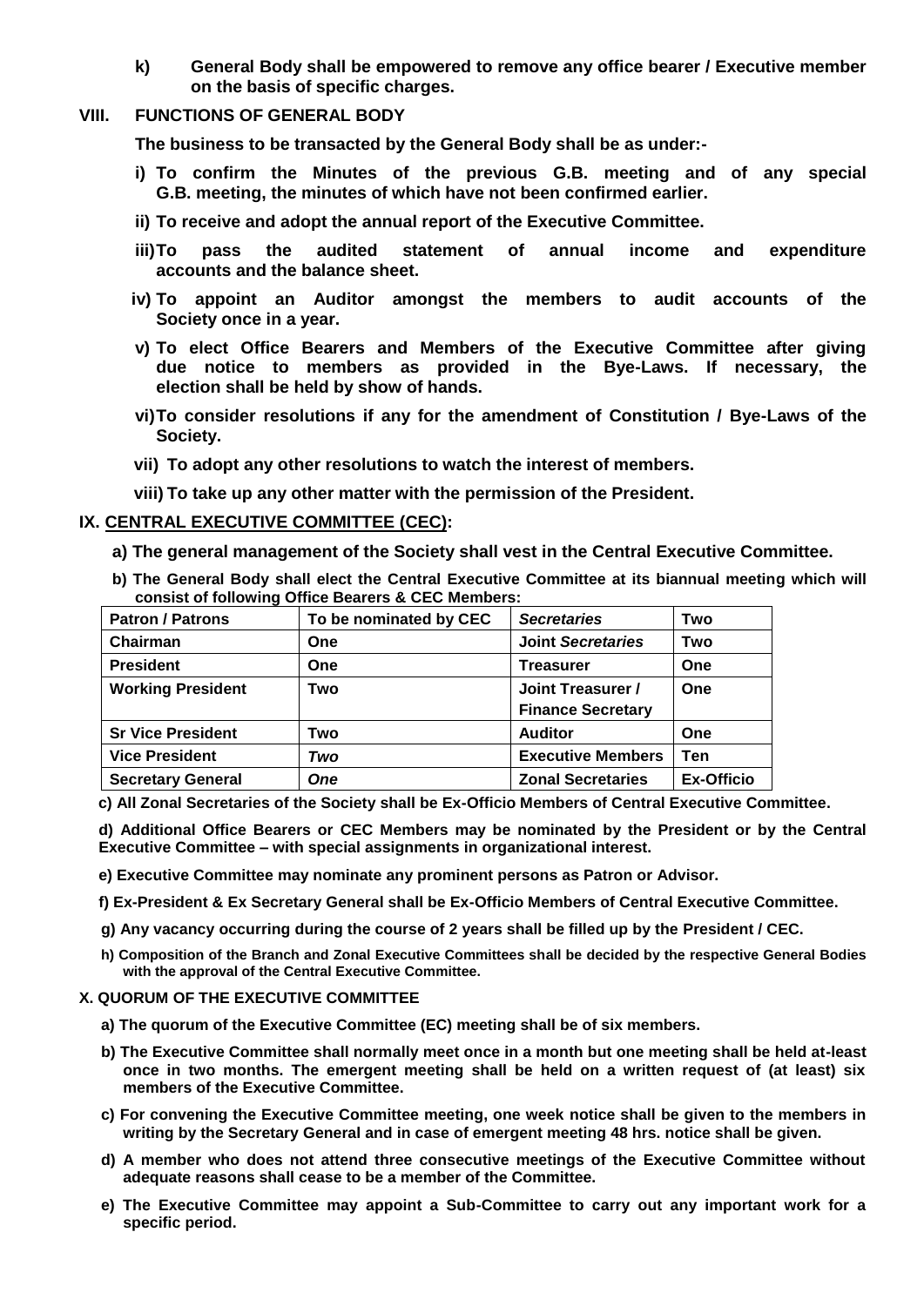**k) General Body shall be empowered to remove any office bearer / Executive member on the basis of specific charges.**

## VIII. FUNCTIONS OF GENERAL BODY

**The business to be transacted by the General Body shall be as under:-**

**i) To confirm the Minutes of the previous G.B. meeting and of any special G.B. meeting, the minutes of which have not been confirmed earlier.**

**ii) To receive and adopt the annual report of the Executive Committee.**

**iii) To pass the audited statement of annual income and expenditure accounts and the balance sheet.**

**iv) To appoint an Auditor amongst the members to audit accounts of the Society once in a year.**

**v) To elect Office Bearers and Members of the Executive Committee after giving due notice to members as provided in the Bye-Laws. If necessary, the election shall be held by show of hands.**

**vi) To consider resolutions if any for the amendment of Constitution / Bye-Laws of the Society.**

**vii) To adopt any other resolutions to watch the interest of members.**

**viii) To take up any other matter with the permission of the President.**

## IX. CENTRAL EXECUTIVE COMMITTEE (CEC):

**a) The general management of the Society shall vest in the Central Executive Committee.**

**b) The General Body shall elect the Central Executive Committee at its biannual meeting which will consist of following Office Bearers & CEC Members:**

| Patron / Patrons | To be nominated by CEC | *Secretaries* | Two |
|---|---|---|---|
| Chairman | One | Joint *Secretaries* | Two |
| President | One | Treasurer | One |
| Working President | Two | Joint Treasurer / Finance Secretary | One |
| Sr Vice President | Two | Auditor | One |
| Vice President | *Two* | Executive Members | Ten |
| Secretary General | *One* | Zonal Secretaries | Ex-Officio |

**c) All Zonal Secretaries of the Society shall be Ex-Officio Members of Central Executive Committee.**

**d) Additional Office Bearers or CEC Members may be nominated by the President or by the Central Executive Committee – with special assignments in organizational interest.**

**e) Executive Committee may nominate any prominent persons as Patron or Advisor.**

**f) Ex-President & Ex Secretary General shall be Ex-Officio Members of Central Executive Committee.**

**g) Any vacancy occurring during the course of 2 years shall be filled up by the President / CEC.**

**h) Composition of the Branch and Zonal Executive Committees shall be decided by the respective General Bodies with the approval of the Central Executive Committee.**

## X. QUORUM OF THE EXECUTIVE COMMITTEE

**a) The quorum of the Executive Committee (EC) meeting shall be of six members.**

**b) The Executive Committee shall normally meet once in a month but one meeting shall be held at-least once in two months. The emergent meeting shall be held on a written request of (at least) six members of the Executive Committee.**

**c) For convening the Executive Committee meeting, one week notice shall be given to the members in writing by the Secretary General and in case of emergent meeting 48 hrs. notice shall be given.**

**d) A member who does not attend three consecutive meetings of the Executive Committee without adequate reasons shall cease to be a member of the Committee.**

**e) The Executive Committee may appoint a Sub-Committee to carry out any important work for a specific period.**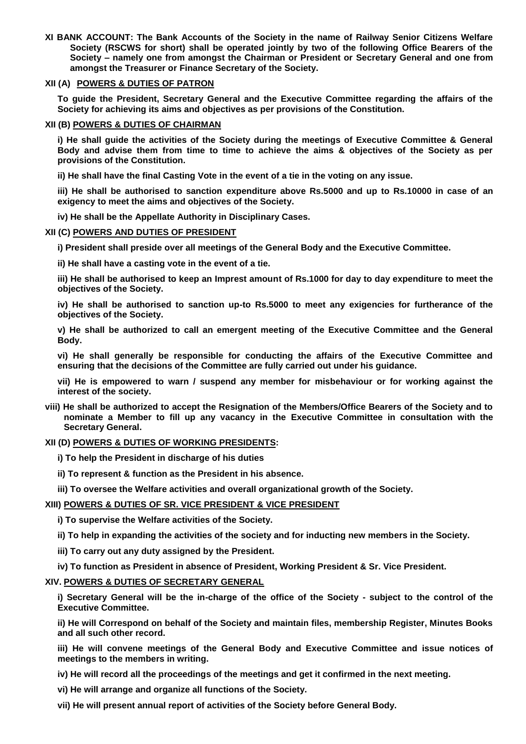**XI BANK ACCOUNT: The Bank Accounts of the Society in the name of Railway Senior Citizens Welfare Society (RSCWS for short) shall be operated jointly by two of the following Office Bearers of the Society – namely one from amongst the Chairman or President or Secretary General and one from amongst the Treasurer or Finance Secretary of the Society.**

**XII (A) POWERS & DUTIES OF PATRON**

**To guide the President, Secretary General and the Executive Committee regarding the affairs of the Society for achieving its aims and objectives as per provisions of the Constitution.**

**XII (B) POWERS & DUTIES OF CHAIRMAN**

**i) He shall guide the activities of the Society during the meetings of Executive Committee & General Body and advise them from time to time to achieve the aims & objectives of the Society as per provisions of the Constitution.**

**ii) He shall have the final Casting Vote in the event of a tie in the voting on any issue.**

**iii) He shall be authorised to sanction expenditure above Rs.5000 and up to Rs.10000 in case of an exigency to meet the aims and objectives of the Society.**

**iv) He shall be the Appellate Authority in Disciplinary Cases.**

**XII (C) POWERS AND DUTIES OF PRESIDENT**

**i) President shall preside over all meetings of the General Body and the Executive Committee.**

**ii) He shall have a casting vote in the event of a tie.**

**iii) He shall be authorised to keep an Imprest amount of Rs.1000 for day to day expenditure to meet the objectives of the Society.**

**iv) He shall be authorised to sanction up-to Rs.5000 to meet any exigencies for furtherance of the objectives of the Society.**

**v) He shall be authorized to call an emergent meeting of the Executive Committee and the General Body.**

**vi) He shall generally be responsible for conducting the affairs of the Executive Committee and ensuring that the decisions of the Committee are fully carried out under his guidance.**

**vii) He is empowered to warn / suspend any member for misbehaviour or for working against the interest of the society.**

**viii) He shall be authorized to accept the Resignation of the Members/Office Bearers of the Society and to nominate a Member to fill up any vacancy in the Executive Committee in consultation with the Secretary General.**

**XII (D) POWERS & DUTIES OF WORKING PRESIDENTS:**

**i) To help the President in discharge of his duties**

**ii) To represent & function as the President in his absence.**

**iii) To oversee the Welfare activities and overall organizational growth of the Society.**

**XIII) POWERS & DUTIES OF SR. VICE PRESIDENT & VICE PRESIDENT**

**i) To supervise the Welfare activities of the Society.**

**ii) To help in expanding the activities of the society and for inducting new members in the Society.**

**iii) To carry out any duty assigned by the President.**

**iv) To function as President in absence of President, Working President & Sr. Vice President.**

**XIV. POWERS & DUTIES OF SECRETARY GENERAL**

**i) Secretary General will be the in-charge of the office of the Society - subject to the control of the Executive Committee.**

**ii) He will Correspond on behalf of the Society and maintain files, membership Register, Minutes Books and all such other record.**

**iii) He will convene meetings of the General Body and Executive Committee and issue notices of meetings to the members in writing.**

**iv) He will record all the proceedings of the meetings and get it confirmed in the next meeting.**

**vi) He will arrange and organize all functions of the Society.**

**vii) He will present annual report of activities of the Society before General Body.**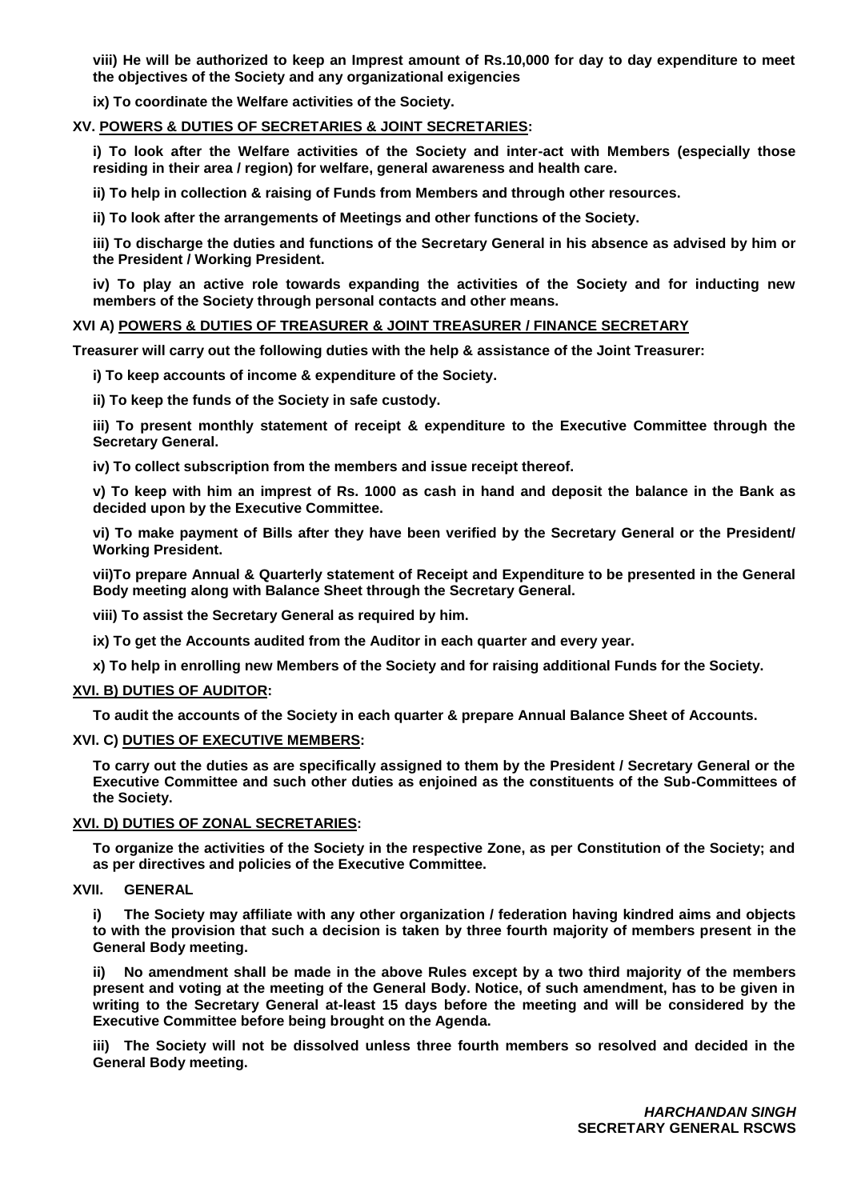**viii) He will be authorized to keep an Imprest amount of Rs.10,000 for day to day expenditure to meet the objectives of the Society and any organizational exigencies**

**ix) To coordinate the Welfare activities of the Society.**

**XV. POWERS & DUTIES OF SECRETARIES & JOINT SECRETARIES:**

**i) To look after the Welfare activities of the Society and inter-act with Members (especially those residing in their area / region) for welfare, general awareness and health care.**

**ii) To help in collection & raising of Funds from Members and through other resources.**

**ii) To look after the arrangements of Meetings and other functions of the Society.**

**iii) To discharge the duties and functions of the Secretary General in his absence as advised by him or the President / Working President.**

**iv) To play an active role towards expanding the activities of the Society and for inducting new members of the Society through personal contacts and other means.**

**XVI A) POWERS & DUTIES OF TREASURER & JOINT TREASURER / FINANCE SECRETARY**

**Treasurer will carry out the following duties with the help & assistance of the Joint Treasurer:**

**i) To keep accounts of income & expenditure of the Society.**

**ii) To keep the funds of the Society in safe custody.**

**iii) To present monthly statement of receipt & expenditure to the Executive Committee through the Secretary General.**

**iv) To collect subscription from the members and issue receipt thereof.**

**v) To keep with him an imprest of Rs. 1000 as cash in hand and deposit the balance in the Bank as decided upon by the Executive Committee.**

**vi) To make payment of Bills after they have been verified by the Secretary General or the President/ Working President.**

**vii)To prepare Annual & Quarterly statement of Receipt and Expenditure to be presented in the General Body meeting along with Balance Sheet through the Secretary General.**

**viii) To assist the Secretary General as required by him.**

**ix) To get the Accounts audited from the Auditor in each quarter and every year.**

**x) To help in enrolling new Members of the Society and for raising additional Funds for the Society.**

**XVI. B) DUTIES OF AUDITOR:**

**To audit the accounts of the Society in each quarter & prepare Annual Balance Sheet of Accounts.**

**XVI. C) DUTIES OF EXECUTIVE MEMBERS:**

**To carry out the duties as are specifically assigned to them by the President / Secretary General or the Executive Committee and such other duties as enjoined as the constituents of the Sub-Committees of the Society.**

**XVI. D) DUTIES OF ZONAL SECRETARIES:**

**To organize the activities of the Society in the respective Zone, as per Constitution of the Society; and as per directives and policies of the Executive Committee.**

**XVII. GENERAL**

**i) The Society may affiliate with any other organization / federation having kindred aims and objects to with the provision that such a decision is taken by three fourth majority of members present in the General Body meeting.**

**ii) No amendment shall be made in the above Rules except by a two third majority of the members present and voting at the meeting of the General Body. Notice, of such amendment, has to be given in writing to the Secretary General at-least 15 days before the meeting and will be considered by the Executive Committee before being brought on the Agenda.**

**iii) The Society will not be dissolved unless three fourth members so resolved and decided in the General Body meeting.**

***HARCHANDAN SINGH***
**SECRETARY GENERAL RSCWS**